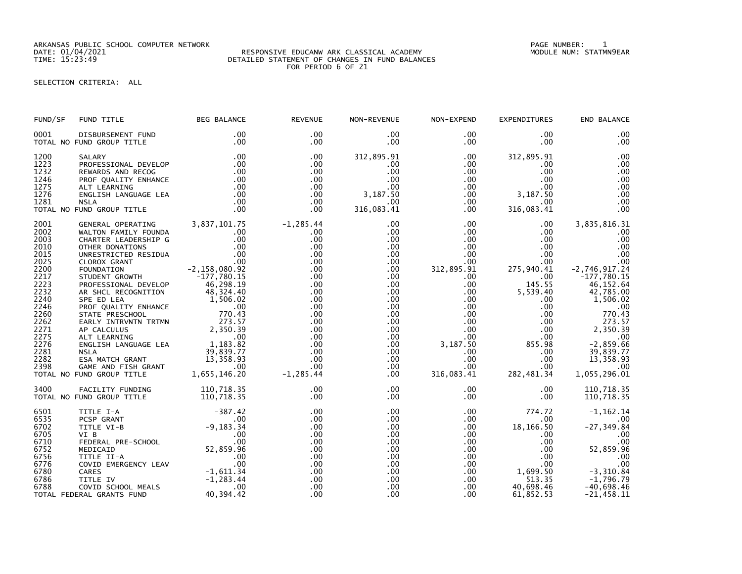ARKANSAS PUBLIC SCHOOL COMPUTER NETWORK
DATE: 01/04/2021
TIME: 15:23:49

RESPONSIVE EDUCANW ARK CLASSICAL ACADEMY
DETAILED STATEMENT OF CHANGES IN FUND BALANCES
FOR PERIOD 6 OF 21

PAGE NUMBER: 1
MODULE NUM: STATMN9EAR

SELECTION CRITERIA: ALL

| FUND/SF | FUND TITLE | BEG BALANCE | REVENUE | NON-REVENUE | NON-EXPEND | EXPENDITURES | END BALANCE |
|---|---|---|---|---|---|---|---|
| 0001 | DISBURSEMENT FUND | .00 | .00 | .00 | .00 | .00 | .00 |
| TOTAL NO FUND GROUP TITLE | | .00 | .00 | .00 | .00 | .00 | .00 |
| 1200 | SALARY | .00 | .00 | 312,895.91 | .00 | 312,895.91 | .00 |
| 1223 | PROFESSIONAL DEVELOP | .00 | .00 | .00 | .00 | .00 | .00 |
| 1232 | REWARDS AND RECOG | .00 | .00 | .00 | .00 | .00 | .00 |
| 1246 | PROF QUALITY ENHANCE | .00 | .00 | .00 | .00 | .00 | .00 |
| 1275 | ALT LEARNING | .00 | .00 | .00 | .00 | .00 | .00 |
| 1276 | ENGLISH LANGUAGE LEA | .00 | .00 | 3,187.50 | .00 | 3,187.50 | .00 |
| 1281 | NSLA | .00 | .00 | .00 | .00 | .00 | .00 |
| TOTAL NO FUND GROUP TITLE | | .00 | .00 | 316,083.41 | .00 | 316,083.41 | .00 |
| 2001 | GENERAL OPERATING | 3,837,101.75 | -1,285.44 | .00 | .00 | .00 | 3,835,816.31 |
| 2002 | WALTON FAMILY FOUNDA | .00 | .00 | .00 | .00 | .00 | .00 |
| 2003 | CHARTER LEADERSHIP G | .00 | .00 | .00 | .00 | .00 | .00 |
| 2010 | OTHER DONATIONS | .00 | .00 | .00 | .00 | .00 | .00 |
| 2015 | UNRESTRICTED RESIDUA | .00 | .00 | .00 | .00 | .00 | .00 |
| 2025 | CLOROX GRANT | .00 | .00 | .00 | .00 | .00 | .00 |
| 2200 | FOUNDATION | -2,158,080.92 | .00 | .00 | 312,895.91 | 275,940.41 | -2,746,917.24 |
| 2217 | STUDENT GROWTH | -177,780.15 | .00 | .00 | .00 | .00 | -177,780.15 |
| 2223 | PROFESSIONAL DEVELOP | 46,298.19 | .00 | .00 | .00 | 145.55 | 46,152.64 |
| 2232 | AR SHCL RECOGNITION | 48,324.40 | .00 | .00 | .00 | 5,539.40 | 42,785.00 |
| 2240 | SPE ED LEA | 1,506.02 | .00 | .00 | .00 | .00 | 1,506.02 |
| 2246 | PROF QUALITY ENHANCE | .00 | .00 | .00 | .00 | .00 | .00 |
| 2260 | STATE PRESCHOOL | 770.43 | .00 | .00 | .00 | .00 | 770.43 |
| 2262 | EARLY INTRVNTN TRTMN | 273.57 | .00 | .00 | .00 | .00 | 273.57 |
| 2271 | AP CALCULUS | 2,350.39 | .00 | .00 | .00 | .00 | 2,350.39 |
| 2275 | ALT LEARNING | .00 | .00 | .00 | .00 | .00 | .00 |
| 2276 | ENGLISH LANGUAGE LEA | 1,183.82 | .00 | .00 | 3,187.50 | 855.98 | -2,859.66 |
| 2281 | NSLA | 39,839.77 | .00 | .00 | .00 | .00 | 39,839.77 |
| 2282 | ESA MATCH GRANT | 13,358.93 | .00 | .00 | .00 | .00 | 13,358.93 |
| 2398 | GAME AND FISH GRANT | .00 | .00 | .00 | .00 | .00 | .00 |
| TOTAL NO FUND GROUP TITLE | | 1,655,146.20 | -1,285.44 | .00 | 316,083.41 | 282,481.34 | 1,055,296.01 |
| 3400 | FACILITY FUNDING | 110,718.35 | .00 | .00 | .00 | .00 | 110,718.35 |
| TOTAL NO FUND GROUP TITLE | | 110,718.35 | .00 | .00 | .00 | .00 | 110,718.35 |
| 6501 | TITLE I-A | -387.42 | .00 | .00 | .00 | 774.72 | -1,162.14 |
| 6535 | PCSP GRANT | .00 | .00 | .00 | .00 | .00 | .00 |
| 6702 | TITLE VI-B | -9,183.34 | .00 | .00 | .00 | 18,166.50 | -27,349.84 |
| 6705 | VI B | .00 | .00 | .00 | .00 | .00 | .00 |
| 6710 | FEDERAL PRE-SCHOOL | .00 | .00 | .00 | .00 | .00 | .00 |
| 6752 | MEDICAID | 52,859.96 | .00 | .00 | .00 | .00 | 52,859.96 |
| 6756 | TITLE II-A | .00 | .00 | .00 | .00 | .00 | .00 |
| 6776 | COVID EMERGENCY LEAV | .00 | .00 | .00 | .00 | .00 | .00 |
| 6780 | CARES | -1,611.34 | .00 | .00 | .00 | 1,699.50 | -3,310.84 |
| 6786 | TITLE IV | -1,283.44 | .00 | .00 | .00 | 513.35 | -1,796.79 |
| 6788 | COVID SCHOOL MEALS | .00 | .00 | .00 | .00 | 40,698.46 | -40,698.46 |
| TOTAL FEDERAL GRANTS FUND | | 40,394.42 | .00 | .00 | .00 | 61,852.53 | -21,458.11 |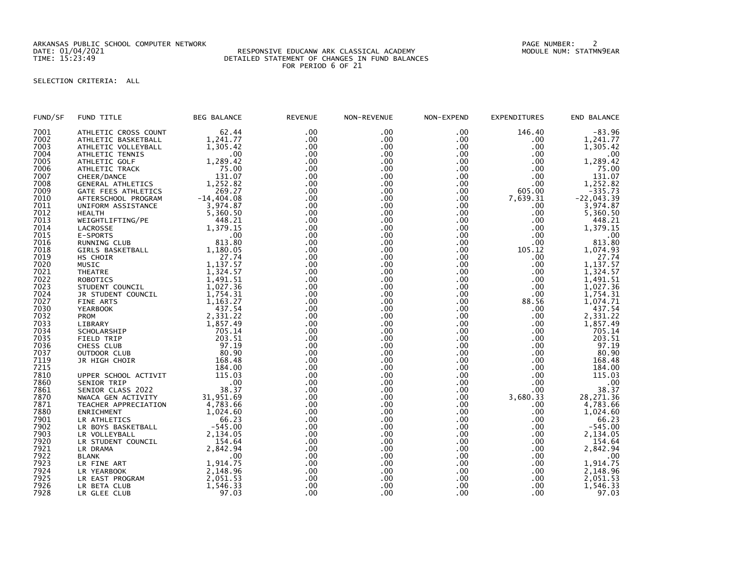ARKANSAS PUBLIC SCHOOL COMPUTER NETWORK
DATE: 01/04/2021
TIME: 15:23:49

RESPONSIVE EDUCANW ARK CLASSICAL ACADEMY
DETAILED STATEMENT OF CHANGES IN FUND BALANCES
FOR PERIOD 6 OF 21

MODULE NUM: STATMN9EAR

SELECTION CRITERIA: ALL

| FUND/SF | FUND TITLE | BEG BALANCE | REVENUE | NON-REVENUE | NON-EXPEND | EXPENDITURES | END BALANCE |
|---|---|---|---|---|---|---|---|
| 7001 | ATHLETIC CROSS COUNT | 62.44 | .00 | .00 | .00 | 146.40 | -83.96 |
| 7002 | ATHLETIC BASKETBALL | 1,241.77 | .00 | .00 | .00 | .00 | 1,241.77 |
| 7003 | ATHLETIC VOLLEYBALL | 1,305.42 | .00 | .00 | .00 | .00 | 1,305.42 |
| 7004 | ATHLETIC TENNIS | .00 | .00 | .00 | .00 | .00 | .00 |
| 7005 | ATHLETIC GOLF | 1,289.42 | .00 | .00 | .00 | .00 | 1,289.42 |
| 7006 | ATHLETIC TRACK | 75.00 | .00 | .00 | .00 | .00 | 75.00 |
| 7007 | CHEER/DANCE | 131.07 | .00 | .00 | .00 | .00 | 131.07 |
| 7008 | GENERAL ATHLETICS | 1,252.82 | .00 | .00 | .00 | .00 | 1,252.82 |
| 7009 | GATE FEES ATHLETICS | 269.27 | .00 | .00 | .00 | 605.00 | -335.73 |
| 7010 | AFTERSCHOOL PROGRAM | -14,404.08 | .00 | .00 | .00 | 7,639.31 | -22,043.39 |
| 7011 | UNIFORM ASSISTANCE | 3,974.87 | .00 | .00 | .00 | .00 | 3,974.87 |
| 7012 | HEALTH | 5,360.50 | .00 | .00 | .00 | .00 | 5,360.50 |
| 7013 | WEIGHTLIFTING/PE | 448.21 | .00 | .00 | .00 | .00 | 448.21 |
| 7014 | LACROSSE | 1,379.15 | .00 | .00 | .00 | .00 | 1,379.15 |
| 7015 | E-SPORTS | .00 | .00 | .00 | .00 | .00 | .00 |
| 7016 | RUNNING CLUB | 813.80 | .00 | .00 | .00 | .00 | 813.80 |
| 7018 | GIRLS BASKETBALL | 1,180.05 | .00 | .00 | .00 | 105.12 | 1,074.93 |
| 7019 | HS CHOIR | 27.74 | .00 | .00 | .00 | .00 | 27.74 |
| 7020 | MUSIC | 1,137.57 | .00 | .00 | .00 | .00 | 1,137.57 |
| 7021 | THEATRE | 1,324.57 | .00 | .00 | .00 | .00 | 1,324.57 |
| 7022 | ROBOTICS | 1,491.51 | .00 | .00 | .00 | .00 | 1,491.51 |
| 7023 | STUDENT COUNCIL | 1,027.36 | .00 | .00 | .00 | .00 | 1,027.36 |
| 7024 | JR STUDENT COUNCIL | 1,754.31 | .00 | .00 | .00 | .00 | 1,754.31 |
| 7027 | FINE ARTS | 1,163.27 | .00 | .00 | .00 | 88.56 | 1,074.71 |
| 7030 | YEARBOOK | 437.54 | .00 | .00 | .00 | .00 | 437.54 |
| 7032 | PROM | 2,331.22 | .00 | .00 | .00 | .00 | 2,331.22 |
| 7033 | LIBRARY | 1,857.49 | .00 | .00 | .00 | .00 | 1,857.49 |
| 7034 | SCHOLARSHIP | 705.14 | .00 | .00 | .00 | .00 | 705.14 |
| 7035 | FIELD TRIP | 203.51 | .00 | .00 | .00 | .00 | 203.51 |
| 7036 | CHESS CLUB | 97.19 | .00 | .00 | .00 | .00 | 97.19 |
| 7037 | OUTDOOR CLUB | 80.90 | .00 | .00 | .00 | .00 | 80.90 |
| 7119 | JR HIGH CHOIR | 168.48 | .00 | .00 | .00 | .00 | 168.48 |
| 7215 | | 184.00 | .00 | .00 | .00 | .00 | 184.00 |
| 7810 | UPPER SCHOOL ACTIVIT | 115.03 | .00 | .00 | .00 | .00 | 115.03 |
| 7860 | SENIOR TRIP | .00 | .00 | .00 | .00 | .00 | .00 |
| 7861 | SENIOR CLASS 2022 | 38.37 | .00 | .00 | .00 | .00 | 38.37 |
| 7870 | NWACA GEN ACTIVITY | 31,951.69 | .00 | .00 | .00 | 3,680.33 | 28,271.36 |
| 7871 | TEACHER APPRECIATION | 4,783.66 | .00 | .00 | .00 | .00 | 4,783.66 |
| 7880 | ENRICHMENT | 1,024.60 | .00 | .00 | .00 | .00 | 1,024.60 |
| 7901 | LR ATHLETICS | 66.23 | .00 | .00 | .00 | .00 | 66.23 |
| 7902 | LR BOYS BASKETBALL | -545.00 | .00 | .00 | .00 | .00 | -545.00 |
| 7903 | LR VOLLEYBALL | 2,134.05 | .00 | .00 | .00 | .00 | 2,134.05 |
| 7920 | LR STUDENT COUNCIL | 154.64 | .00 | .00 | .00 | .00 | 154.64 |
| 7921 | LR DRAMA | 2,842.94 | .00 | .00 | .00 | .00 | 2,842.94 |
| 7922 | BLANK | .00 | .00 | .00 | .00 | .00 | .00 |
| 7923 | LR FINE ART | 1,914.75 | .00 | .00 | .00 | .00 | 1,914.75 |
| 7924 | LR YEARBOOK | 2,148.96 | .00 | .00 | .00 | .00 | 2,148.96 |
| 7925 | LR EAST PROGRAM | 2,051.53 | .00 | .00 | .00 | .00 | 2,051.53 |
| 7926 | LR BETA CLUB | 1,546.33 | .00 | .00 | .00 | .00 | 1,546.33 |
| 7928 | LR GLEE CLUB | 97.03 | .00 | .00 | .00 | .00 | 97.03 |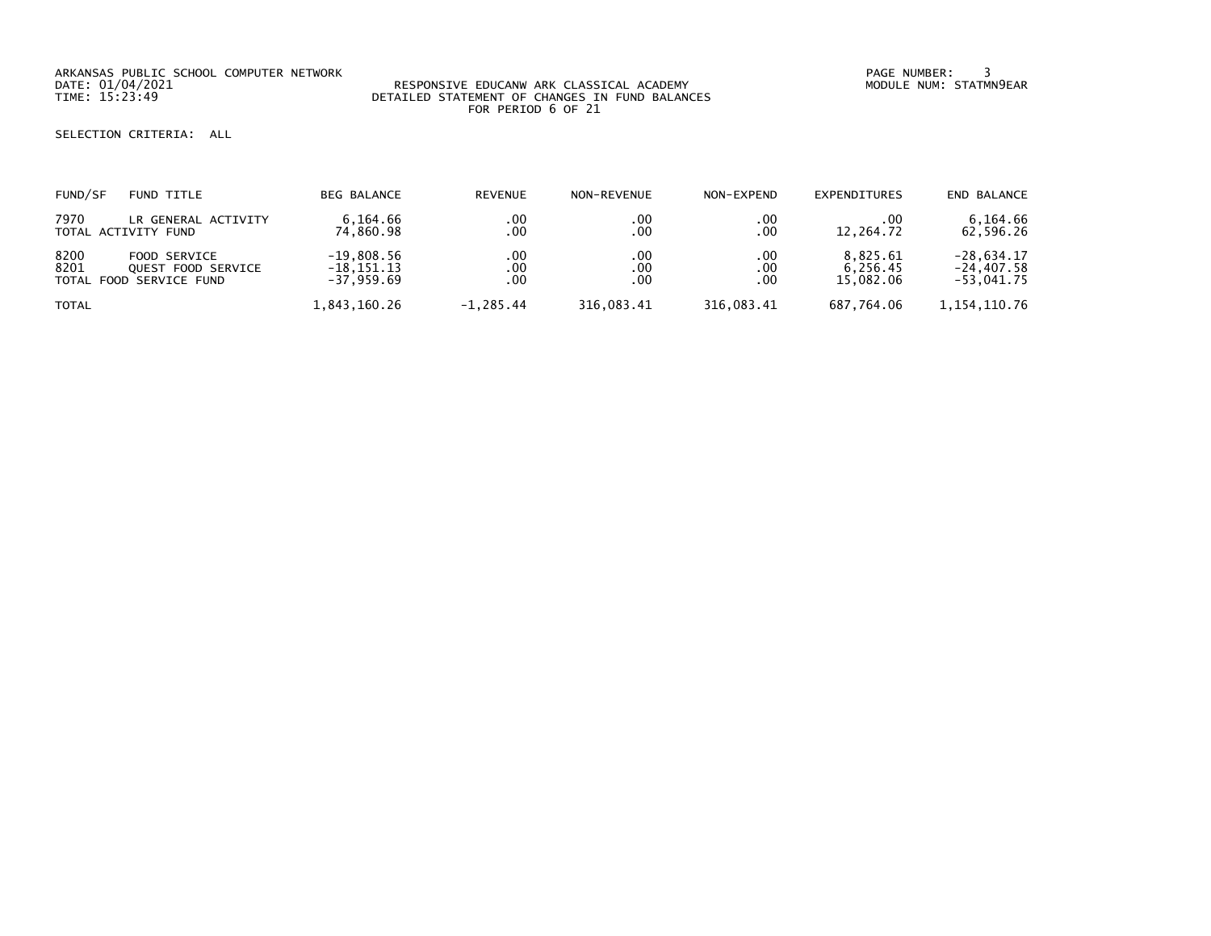ARKANSAS PUBLIC SCHOOL COMPUTER NETWORK
DATE: 01/04/2021
TIME: 15:23:49

RESPONSIVE EDUCANW ARK CLASSICAL ACADEMY
DETAILED STATEMENT OF CHANGES IN FUND BALANCES
FOR PERIOD 6 OF 21

MODULE NUM: STATMN9EAR

SELECTION CRITERIA: ALL

| FUND/SF | FUND TITLE | BEG BALANCE | REVENUE | NON-REVENUE | NON-EXPEND | EXPENDITURES | END BALANCE |
|---|---|---|---|---|---|---|---|
| 7970 | LR GENERAL ACTIVITY | 6,164.66 | .00 | .00 | .00 | .00 | 6,164.66 |
| TOTAL ACTIVITY FUND | | 74,860.98 | .00 | .00 | .00 | 12,264.72 | 62,596.26 |
| 8200 | FOOD SERVICE | -19,808.56 | .00 | .00 | .00 | 8,825.61 | -28,634.17 |
| 8201 | QUEST FOOD SERVICE | -18,151.13 | .00 | .00 | .00 | 6,256.45 | -24,407.58 |
| TOTAL FOOD SERVICE FUND | | -37,959.69 | .00 | .00 | .00 | 15,082.06 | -53,041.75 |
| TOTAL | | 1,843,160.26 | -1,285.44 | 316,083.41 | 316,083.41 | 687,764.06 | 1,154,110.76 |